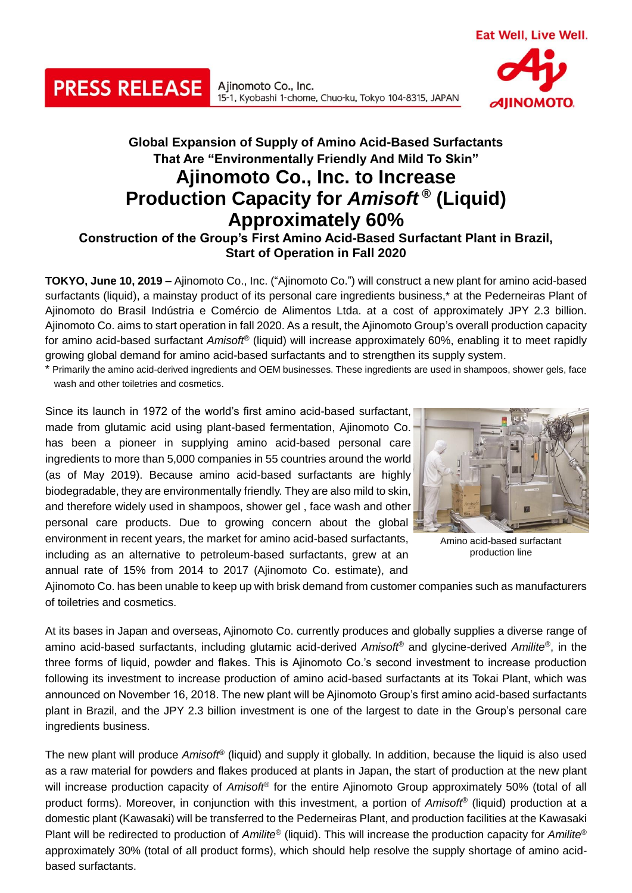PRESS RELEASE

Ajinomoto Co., Inc.
15-1, Kyobashi 1-chome, Chuo-ku, Tokyo 104-8315, JAPAN

Eat Well, Live Well.

**Global Expansion of Supply of Amino Acid-Based Surfactants That Are "Environmentally Friendly And Mild To Skin"**

# Ajinomoto Co., Inc. to Increase Production Capacity for *Amisoft®* (Liquid) Approximately 60%

**Construction of the Group's First Amino Acid-Based Surfactant Plant in Brazil, Start of Operation in Fall 2020**

**TOKYO, June 10, 2019 –** Ajinomoto Co., Inc. ("Ajinomoto Co.") will construct a new plant for amino acid-based surfactants (liquid), a mainstay product of its personal care ingredients business,* at the Pederneiras Plant of Ajinomoto do Brasil Indústria e Comércio de Alimentos Ltda. at a cost of approximately JPY 2.3 billion. Ajinomoto Co. aims to start operation in fall 2020. As a result, the Ajinomoto Group's overall production capacity for amino acid-based surfactant *Amisoft®* (liquid) will increase approximately 60%, enabling it to meet rapidly growing global demand for amino acid-based surfactants and to strengthen its supply system.

\* Primarily the amino acid-derived ingredients and OEM businesses. These ingredients are used in shampoos, shower gels, face wash and other toiletries and cosmetics.

Since its launch in 1972 of the world's first amino acid-based surfactant, made from glutamic acid using plant-based fermentation, Ajinomoto Co. has been a pioneer in supplying amino acid-based personal care ingredients to more than 5,000 companies in 55 countries around the world (as of May 2019). Because amino acid-based surfactants are highly biodegradable, they are environmentally friendly. They are also mild to skin, and therefore widely used in shampoos, shower gel , face wash and other personal care products. Due to growing concern about the global environment in recent years, the market for amino acid-based surfactants, including as an alternative to petroleum-based surfactants, grew at an annual rate of 15% from 2014 to 2017 (Ajinomoto Co. estimate), and Ajinomoto Co. has been unable to keep up with brisk demand from customer companies such as manufacturers of toiletries and cosmetics.

Amino acid-based surfactant production line

At its bases in Japan and overseas, Ajinomoto Co. currently produces and globally supplies a diverse range of amino acid-based surfactants, including glutamic acid-derived *Amisoft®* and glycine-derived *Amilite®*, in the three forms of liquid, powder and flakes. This is Ajinomoto Co.'s second investment to increase production following its investment to increase production of amino acid-based surfactants at its Tokai Plant, which was announced on November 16, 2018. The new plant will be Ajinomoto Group's first amino acid-based surfactants plant in Brazil, and the JPY 2.3 billion investment is one of the largest to date in the Group's personal care ingredients business.

The new plant will produce *Amisoft®* (liquid) and supply it globally. In addition, because the liquid is also used as a raw material for powders and flakes produced at plants in Japan, the start of production at the new plant will increase production capacity of *Amisoft®* for the entire Ajinomoto Group approximately 50% (total of all product forms). Moreover, in conjunction with this investment, a portion of *Amisoft®* (liquid) production at a domestic plant (Kawasaki) will be transferred to the Pederneiras Plant, and production facilities at the Kawasaki Plant will be redirected to production of *Amilite®* (liquid). This will increase the production capacity for *Amilite®* approximately 30% (total of all product forms), which should help resolve the supply shortage of amino acid-based surfactants.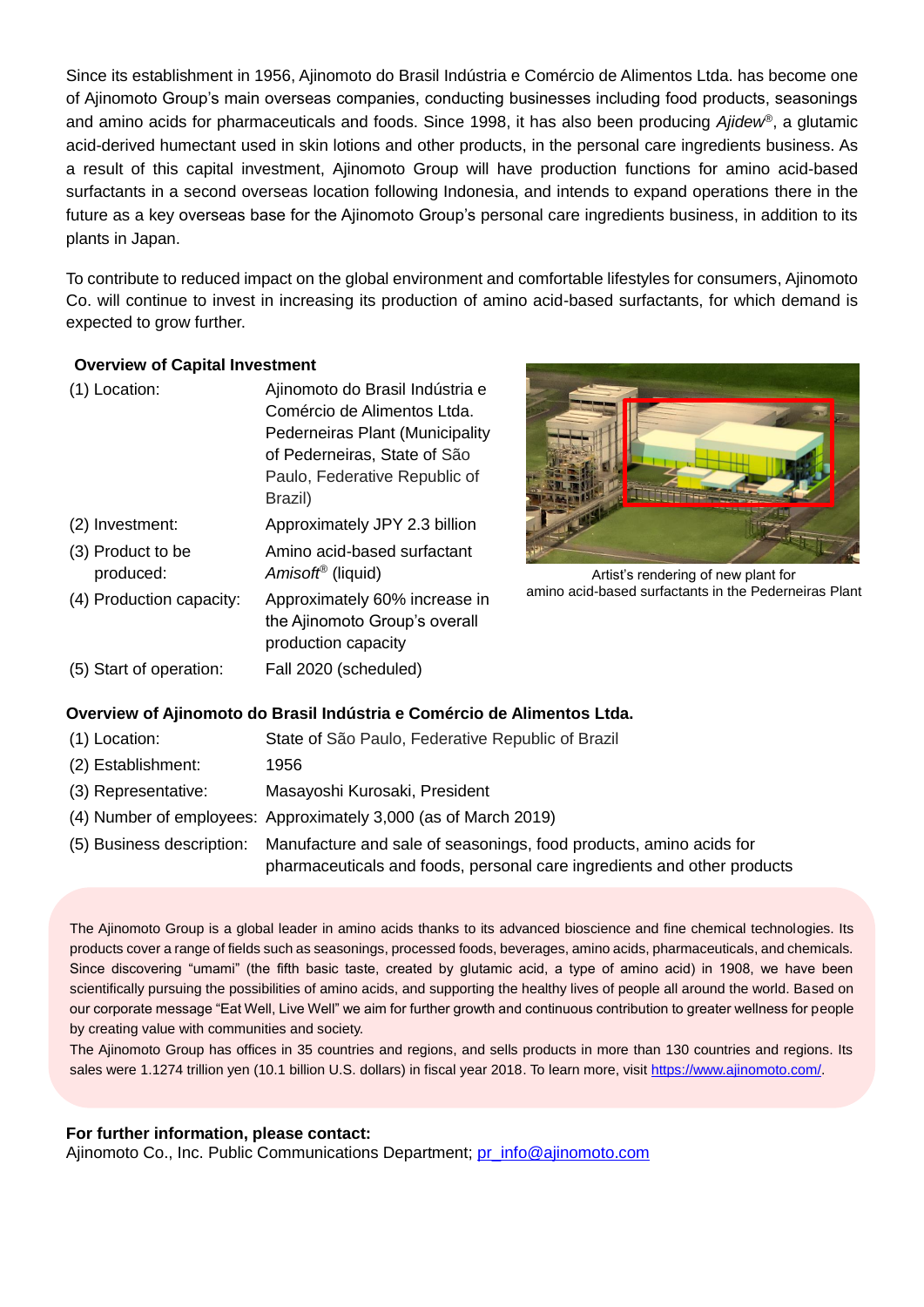Since its establishment in 1956, Ajinomoto do Brasil Indústria e Comércio de Alimentos Ltda. has become one of Ajinomoto Group's main overseas companies, conducting businesses including food products, seasonings and amino acids for pharmaceuticals and foods. Since 1998, it has also been producing *Ajidew*®, a glutamic acid-derived humectant used in skin lotions and other products, in the personal care ingredients business. As a result of this capital investment, Ajinomoto Group will have production functions for amino acid-based surfactants in a second overseas location following Indonesia, and intends to expand operations there in the future as a key overseas base for the Ajinomoto Group's personal care ingredients business, in addition to its plants in Japan.

To contribute to reduced impact on the global environment and comfortable lifestyles for consumers, Ajinomoto Co. will continue to invest in increasing its production of amino acid-based surfactants, for which demand is expected to grow further.

**Overview of Capital Investment**

| | |
|---|---|
| (1) Location: | Ajinomoto do Brasil Indústria e Comércio de Alimentos Ltda. Pederneiras Plant (Municipality of Pederneiras, State of São Paulo, Federative Republic of Brazil) |
| (2) Investment: | Approximately JPY 2.3 billion |
| (3) Product to be produced: | Amino acid-based surfactant *Amisoft*® (liquid) |
| (4) Production capacity: | Approximately 60% increase in the Ajinomoto Group's overall production capacity |
| (5) Start of operation: | Fall 2020 (scheduled) |

Artist's rendering of new plant for amino acid-based surfactants in the Pederneiras Plant

**Overview of Ajinomoto do Brasil Indústria e Comércio de Alimentos Ltda.**

| | |
|---|---|
| (1) Location: | State of São Paulo, Federative Republic of Brazil |
| (2) Establishment: | 1956 |
| (3) Representative: | Masayoshi Kurosaki, President |
| (4) Number of employees: | Approximately 3,000 (as of March 2019) |
| (5) Business description: | Manufacture and sale of seasonings, food products, amino acids for pharmaceuticals and foods, personal care ingredients and other products |

The Ajinomoto Group is a global leader in amino acids thanks to its advanced bioscience and fine chemical technologies. Its products cover a range of fields such as seasonings, processed foods, beverages, amino acids, pharmaceuticals, and chemicals. Since discovering "umami" (the fifth basic taste, created by glutamic acid, a type of amino acid) in 1908, we have been scientifically pursuing the possibilities of amino acids, and supporting the healthy lives of people all around the world. Based on our corporate message "Eat Well, Live Well" we aim for further growth and continuous contribution to greater wellness for people by creating value with communities and society.
The Ajinomoto Group has offices in 35 countries and regions, and sells products in more than 130 countries and regions. Its sales were 1.1274 trillion yen (10.1 billion U.S. dollars) in fiscal year 2018. To learn more, visit https://www.ajinomoto.com/.

**For further information, please contact:**
Ajinomoto Co., Inc. Public Communications Department; pr_info@ajinomoto.com